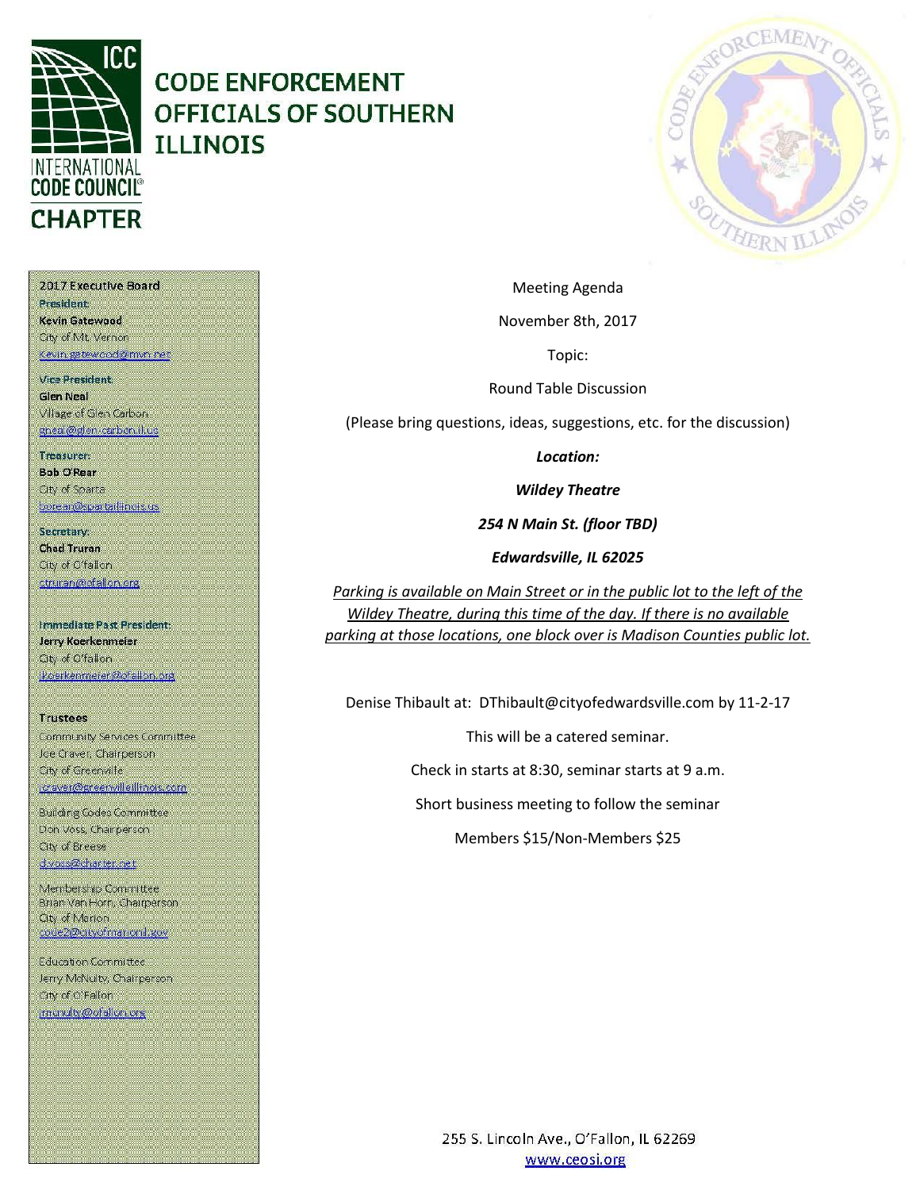# CODE ENFORCEMENT OFFICIALS OF SOUTHERN ILLINOIS

INTERNATIONAL CODE COUNCIL CHAPTER

**2017 Executive Board**

President
**Kevin Gatewood**
City of Mt. Vernon
kevin.gatewood@mvn.net

Vice President
**Glen Neal**
Village of Glen Carbon
gneal@glen-carbon.il.us

Treasurer
**Bob O'Rear**
City of Sparta
borear@spartaillinois.us

Secretary
**Chad Truran**
City of O'fallon
ctruran@ofallon.org

Immediate Past President
**Jerry Koerkenmeier**
City of O'fallon
jkoerkenmeier@ofallon.org

**Trustees**

Community Services Committee
Joe Craver, Chairperson
City of Greenville
jcraver@greenvilleillinois.com

Building Codes Committee
Don Voss, Chairperson
City of Breese
d.voss@charter.net

Membership Committee
Brian Van Horn, Chairperson
City of Marion
code2@cityofmarionil.gov

Education Committee
Jerry McNulty, Chairperson
City of O'Fallon
jmcnulty@ofallon.org

Meeting Agenda

November 8th, 2017

Topic:

Round Table Discussion

(Please bring questions, ideas, suggestions, etc. for the discussion)

***Location:***

***Wildey Theatre***

***254 N Main St. (floor TBD)***

***Edwardsville, IL 62025***

Parking is available on Main Street or in the public lot to the left of the Wildey Theatre, during this time of the day. If there is no available parking at those locations, one block over is Madison Counties public lot.

Denise Thibault at: DThibault@cityofedwardsville.com by 11-2-17

This will be a catered seminar.

Check in starts at 8:30, seminar starts at 9 a.m.

Short business meeting to follow the seminar

Members $15/Non-Members $25

255 S. Lincoln Ave., O'Fallon, IL 62269
www.ceosi.org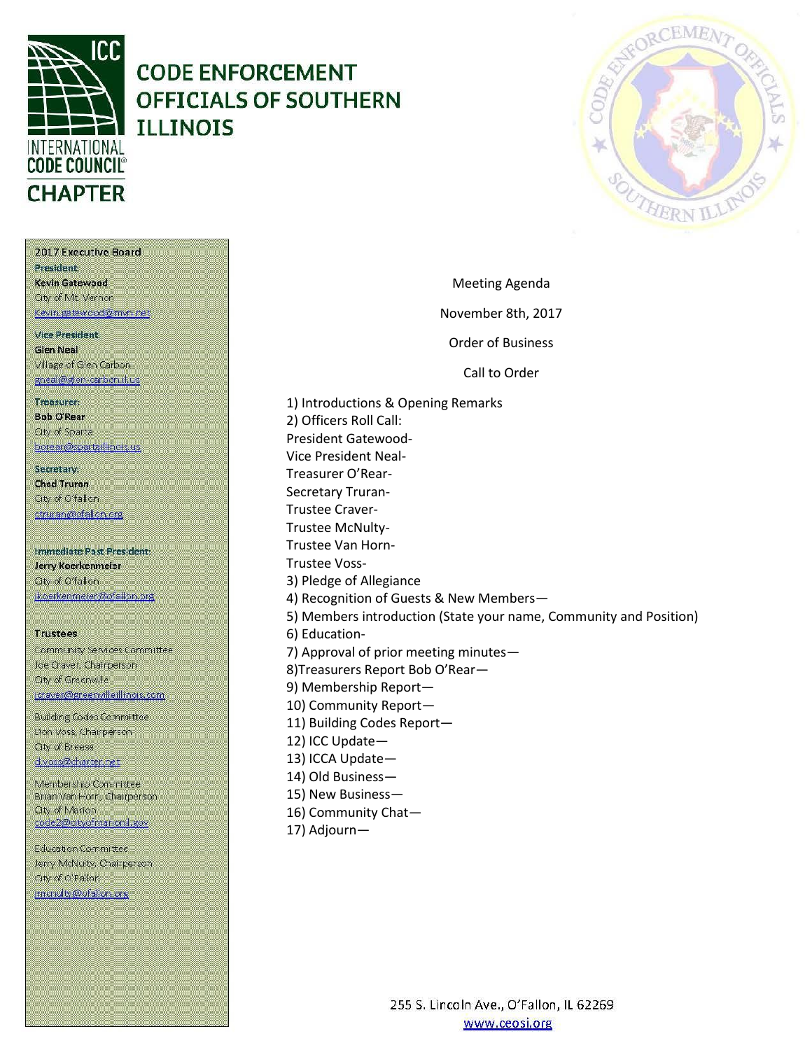# CODE ENFORCEMENT OFFICIALS OF SOUTHERN ILLINOIS

INTERNATIONAL CODE COUNCIL CHAPTER

**2017 Executive Board**

**President**
**Kevin Gatewood**
City of Mt. Vernon
kevin.gatewood@mvn.net

**Vice President**
**Glen Neal**
Village of Glen Carbon
gneal@glen-carbon.il.us

**Treasurer**
**Bob O'Rear**
City of Sparta
borear@spartaillinois.us

**Secretary**
**Chad Truran**
City of O'fallon
ctruran@ofallon.org

**Immediate Past President:**
**Jerry Koerkenmeier**
City of O'fallon
jkoerkenmeier@ofallon.org

**Trustees**

Community Services Committee
Joe Craver, Chairperson
City of Greenville
jcraver@greenvilleillinois.com

Building Codes Committee
Don Voss, Chairperson
City of Breese
d.voss@charter.net

Membership Committee
Brian Van Horn, Chairperson
City of Marion
code2@cityofmarionil.gov

Education Committee
Jerry McNulty, Chairperson
City of O'Fallon
jmcnulty@ofallon.org

Meeting Agenda

November 8th, 2017

Order of Business

Call to Order

1) Introductions & Opening Remarks
2) Officers Roll Call:
President Gatewood-
Vice President Neal-
Treasurer O'Rear-
Secretary Truran-
Trustee Craver-
Trustee McNulty-
Trustee Van Horn-
Trustee Voss-
3) Pledge of Allegiance
4) Recognition of Guests & New Members—
5) Members introduction (State your name, Community and Position)
6) Education-
7) Approval of prior meeting minutes—
8)Treasurers Report Bob O'Rear—
9) Membership Report—
10) Community Report—
11) Building Codes Report—
12) ICC Update—
13) ICCA Update—
14) Old Business—
15) New Business—
16) Community Chat—
17) Adjourn—

255 S. Lincoln Ave., O'Fallon, IL 62269
www.ceosi.org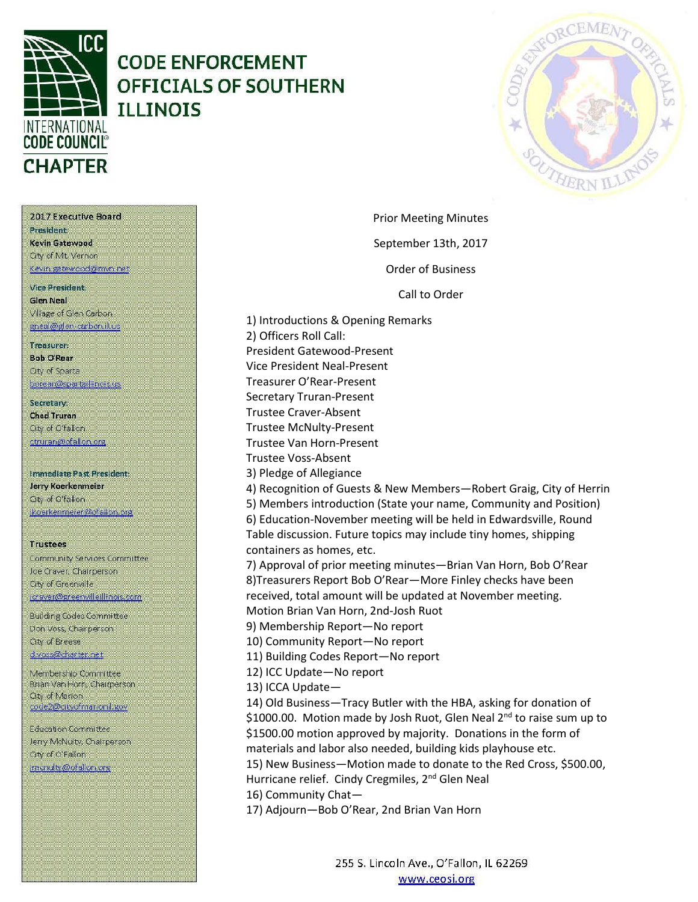# CODE ENFORCEMENT OFFICIALS OF SOUTHERN ILLINOIS

INTERNATIONAL CODE COUNCIL CHAPTER

**2017 Executive Board**

President
**Kevin Gatewood**
City of Mt. Vernon
kevin.gatewood@mvn.net

Vice President
**Glen Neal**
Village of Glen Carbon
gneal@glen-carbon.il.us

Treasurer
**Bob O'Rear**
City of Sparta
borear@spartaillinois.us

Secretary
**Chad Truran**
City of O'fallon
ctruran@ofallon.org

Immediate Past President:
**Jerry Koerkenmeier**
City of O'fallon
jkoerkenmeier@ofallon.org

**Trustees**

Community Services Committee
Joe Craver, Chairperson
City of Greenville
jcraver@greenvilleillinois.com

Building Codes Committee
Don Voss, Chairperson
City of Breese
dvoss@charter.net

Membership Committee
Brian Van Horn, Chairperson
City of Marion
code2@cityofmarionil.gov

Education Committee
Jerry McNulty, Chairperson
City of O'Fallon
jmcnulty@ofallon.org

Prior Meeting Minutes

September 13th, 2017

Order of Business

Call to Order

1) Introductions & Opening Remarks
2) Officers Roll Call:
President Gatewood-Present
Vice President Neal-Present
Treasurer O'Rear-Present
Secretary Truran-Present
Trustee Craver-Absent
Trustee McNulty-Present
Trustee Van Horn-Present
Trustee Voss-Absent
3) Pledge of Allegiance
4) Recognition of Guests & New Members—Robert Graig, City of Herrin
5) Members introduction (State your name, Community and Position)
6) Education-November meeting will be held in Edwardsville, Round Table discussion. Future topics may include tiny homes, shipping containers as homes, etc.
7) Approval of prior meeting minutes—Brian Van Horn, Bob O'Rear
8)Treasurers Report Bob O'Rear—More Finley checks have been received, total amount will be updated at November meeting. Motion Brian Van Horn, 2nd-Josh Ruot
9) Membership Report—No report
10) Community Report—No report
11) Building Codes Report—No report
12) ICC Update—No report
13) ICCA Update—
14) Old Business—Tracy Butler with the HBA, asking for donation of $1000.00. Motion made by Josh Ruot, Glen Neal 2nd to raise sum up to $1500.00 motion approved by majority. Donations in the form of materials and labor also needed, building kids playhouse etc.
15) New Business—Motion made to donate to the Red Cross, $500.00, Hurricane relief. Cindy Cregmiles, 2nd Glen Neal
16) Community Chat—
17) Adjourn—Bob O'Rear, 2nd Brian Van Horn

255 S. Lincoln Ave., O'Fallon, IL 62269
www.ceosi.org